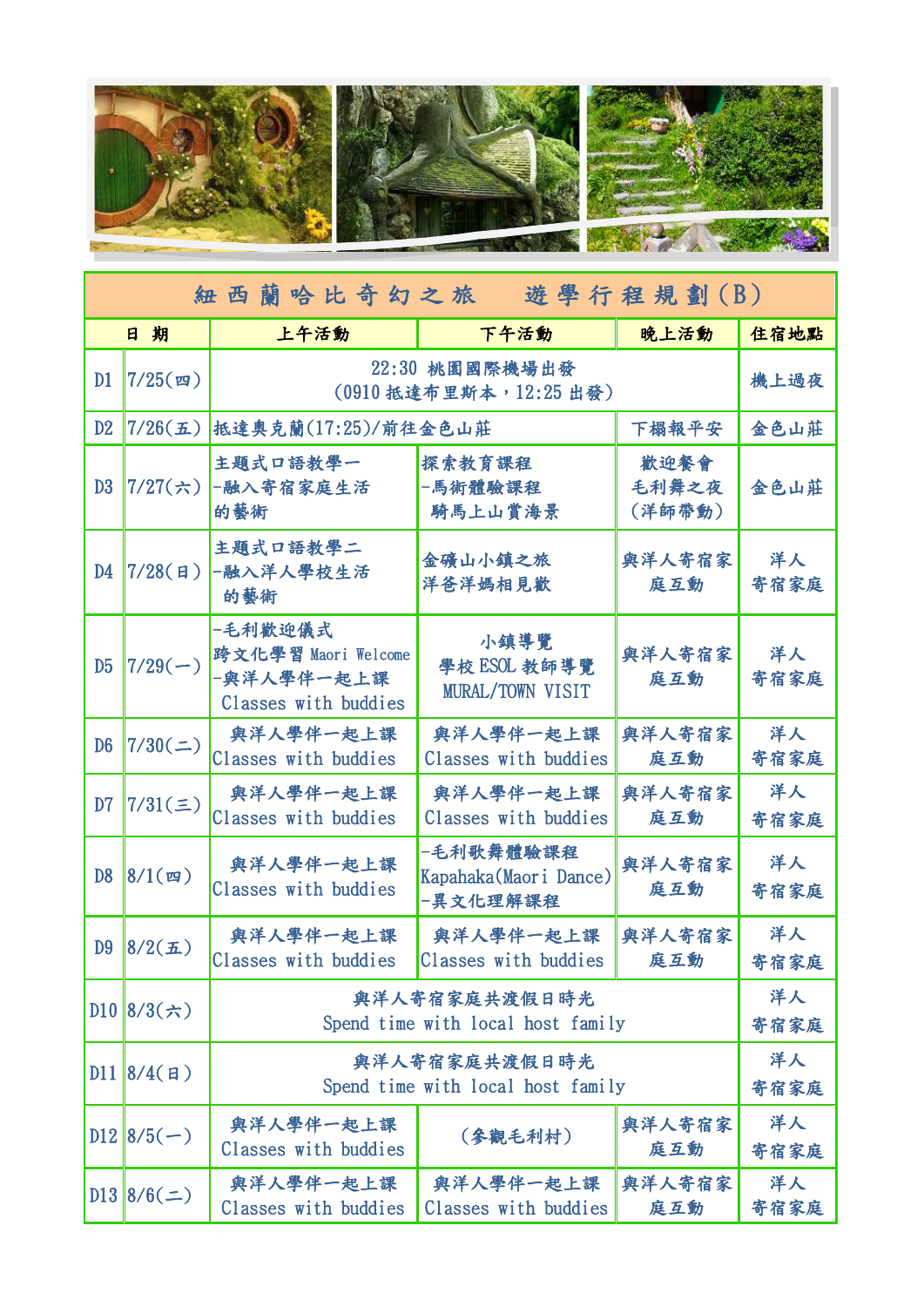| 紐西蘭哈比奇幻之旅　遊學行程規劃(B) | | | | | |
|---|---|---|---|---|---|
| 日期 | | 上午活動 | 下午活動 | 晚上活動 | 住宿地點 |
| D1 | 7/25(四) | 22:30 桃園國際機場出發<br>(0910 抵達布里斯本，12:25 出發) | | | 機上過夜 |
| D2 | 7/26(五) | 抵達奧克蘭(17:25)/前往金色山莊 | | 下榻報平安 | 金色山莊 |
| D3 | 7/27(六) | 主題式口語教學一<br>-融入寄宿家庭生活的藝術 | 探索教育課程<br>-馬術體驗課程<br>騎馬上山賞海景 | 歡迎餐會<br>毛利舞之夜<br>(洋師帶動) | 金色山莊 |
| D4 | 7/28(日) | 主題式口語教學二<br>-融入洋人學校生活的藝術 | 金礦山小鎮之旅<br>洋爸洋媽相見歡 | 與洋人寄宿家庭互動 | 洋人寄宿家庭 |
| D5 | 7/29(一) | -毛利歡迎儀式<br>跨文化學習 Maori Welcome<br>-與洋人學伴一起上課<br>Classes with buddies | 小鎮導覽<br>學校 ESOL 教師導覽<br>MURAL/TOWN VISIT | 與洋人寄宿家庭互動 | 洋人寄宿家庭 |
| D6 | 7/30(二) | 與洋人學伴一起上課<br>Classes with buddies | 與洋人學伴一起上課<br>Classes with buddies | 與洋人寄宿家庭互動 | 洋人寄宿家庭 |
| D7 | 7/31(三) | 與洋人學伴一起上課<br>Classes with buddies | 與洋人學伴一起上課<br>Classes with buddies | 與洋人寄宿家庭互動 | 洋人寄宿家庭 |
| D8 | 8/1(四) | 與洋人學伴一起上課<br>Classes with buddies | -毛利歌舞體驗課程<br>Kapahaka(Maori Dance)<br>-異文化理解課程 | 與洋人寄宿家庭互動 | 洋人寄宿家庭 |
| D9 | 8/2(五) | 與洋人學伴一起上課<br>Classes with buddies | 與洋人學伴一起上課<br>Classes with buddies | 與洋人寄宿家庭互動 | 洋人寄宿家庭 |
| D10 | 8/3(六) | 與洋人寄宿家庭共渡假日時光<br>Spend time with local host family | | | 洋人寄宿家庭 |
| D11 | 8/4(日) | 與洋人寄宿家庭共渡假日時光<br>Spend time with local host family | | | 洋人寄宿家庭 |
| D12 | 8/5(一) | 與洋人學伴一起上課<br>Classes with buddies | (參觀毛利村) | 與洋人寄宿家庭互動 | 洋人寄宿家庭 |
| D13 | 8/6(二) | 與洋人學伴一起上課<br>Classes with buddies | 與洋人學伴一起上課<br>Classes with buddies | 與洋人寄宿家庭互動 | 洋人寄宿家庭 |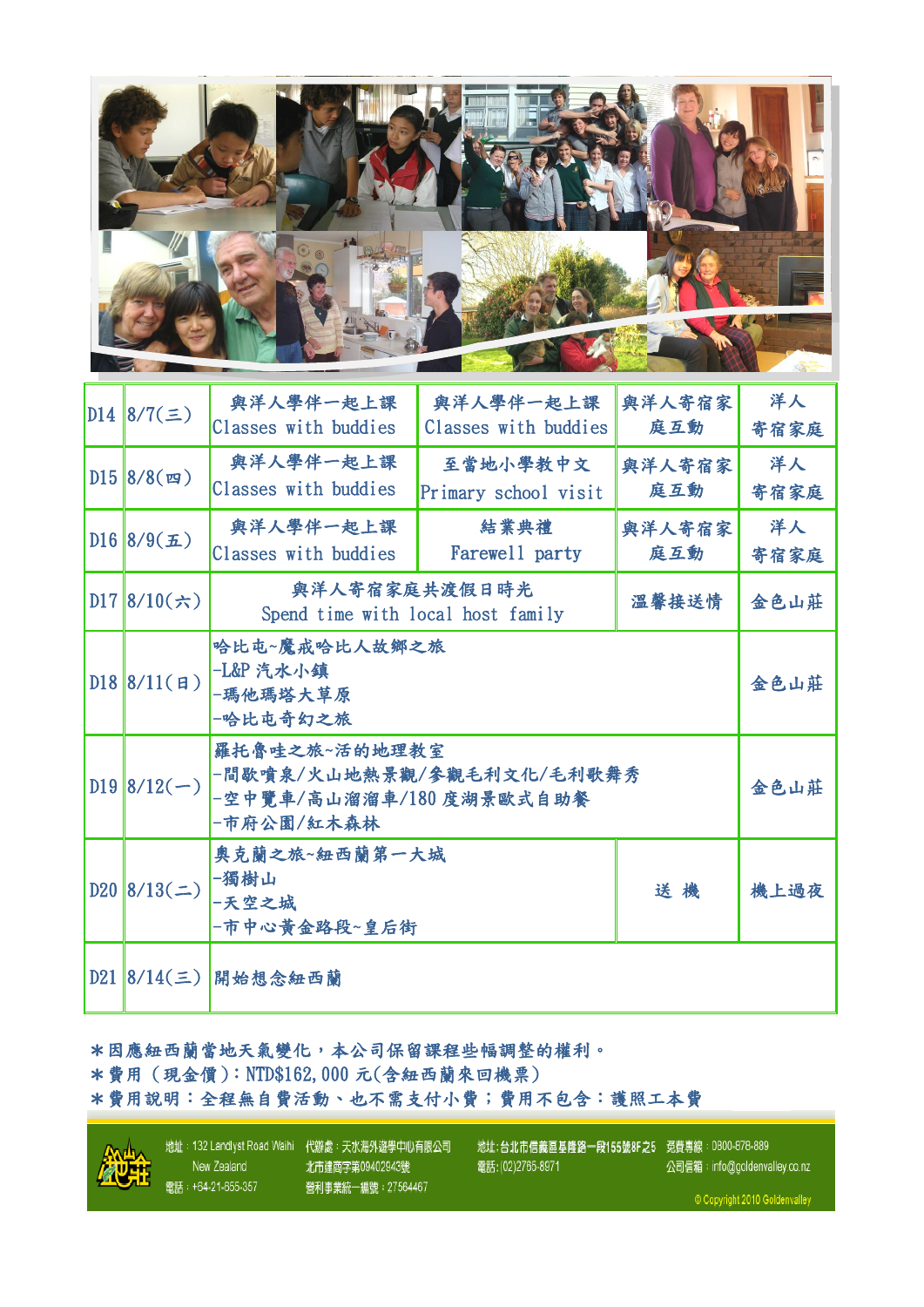| | | | | | |
|---|---|---|---|---|---|
| D14 | 8/7(三) | 與洋人學伴一起上課 Classes with buddies | 與洋人學伴一起上課 Classes with buddies | 與洋人寄宿家庭互動 | 洋人寄宿家庭 |
| D15 | 8/8(四) | 與洋人學伴一起上課 Classes with buddies | 至當地小學教中文 Primary school visit | 與洋人寄宿家庭互動 | 洋人寄宿家庭 |
| D16 | 8/9(五) | 與洋人學伴一起上課 Classes with buddies | 結業典禮 Farewell party | 與洋人寄宿家庭互動 | 洋人寄宿家庭 |
| D17 | 8/10(六) | 與洋人寄宿家庭共渡假日時光 Spend time with local host family | | 溫馨接送情 | 金色山莊 |
| D18 | 8/11(日) | 哈比屯~魔戒哈比人故鄉之旅<br>-L&P 汽水小鎮<br>-瑪他瑪塔大草原<br>-哈比屯奇幻之旅 | | | 金色山莊 |
| D19 | 8/12(一) | 羅托魯哇之旅~活的地理教室<br>-間歇噴泉/火山地熱景觀/參觀毛利文化/毛利歌舞秀<br>-空中覽車/高山溜溜車/180 度湖景歐式自助餐<br>-市府公園/紅木森林 | | | 金色山莊 |
| D20 | 8/13(二) | 奧克蘭之旅~紐西蘭第一大城<br>-獨樹山<br>-天空之城<br>-市中心黃金路段~皇后街 | | 送 機 | 機上過夜 |
| D21 | 8/14(三) | 開始想念紐西蘭 | | | |

＊因應紐西蘭當地天氣變化，本公司保留課程些幅調整的權利。
＊費用（現金價）：NTD$162,000 元(含紐西蘭來回機票)
＊費用說明：全程無自費活動、也不需支付小費；費用不包含：護照工本費

地址：132 Landlyst Road Waihi New Zealand
電話：+64-21-655-357

代辦處：天水海外遊學中心有限公司
北市建商字第09402943號
營利事業統一編號：27564467

地址：台北市信義區基隆路一段155號8F之5
電話：(02)2765-8971

免費專線：0800-678-889
公司信箱：info@goldenvalley.co.nz

© Copyright 2010 Goldenvalley